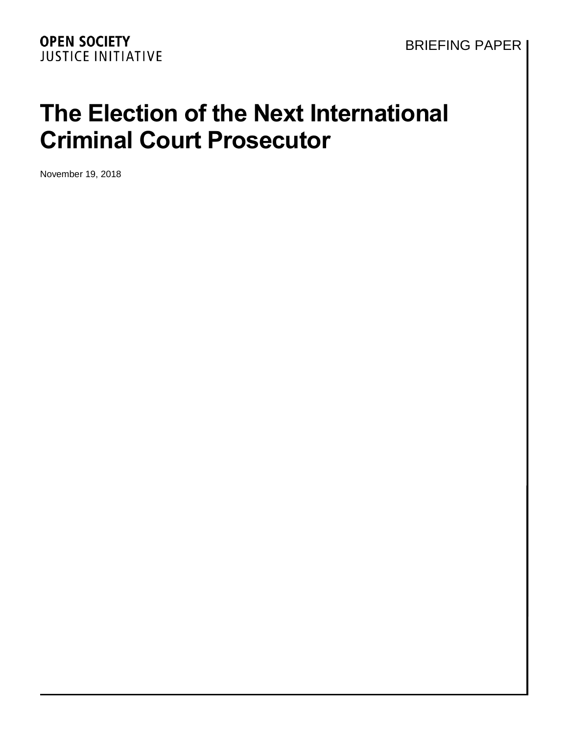OPEN SOCIETY
JUSTICE INITIATIVE

BRIEFING PAPER

# The Election of the Next International Criminal Court Prosecutor

November 19, 2018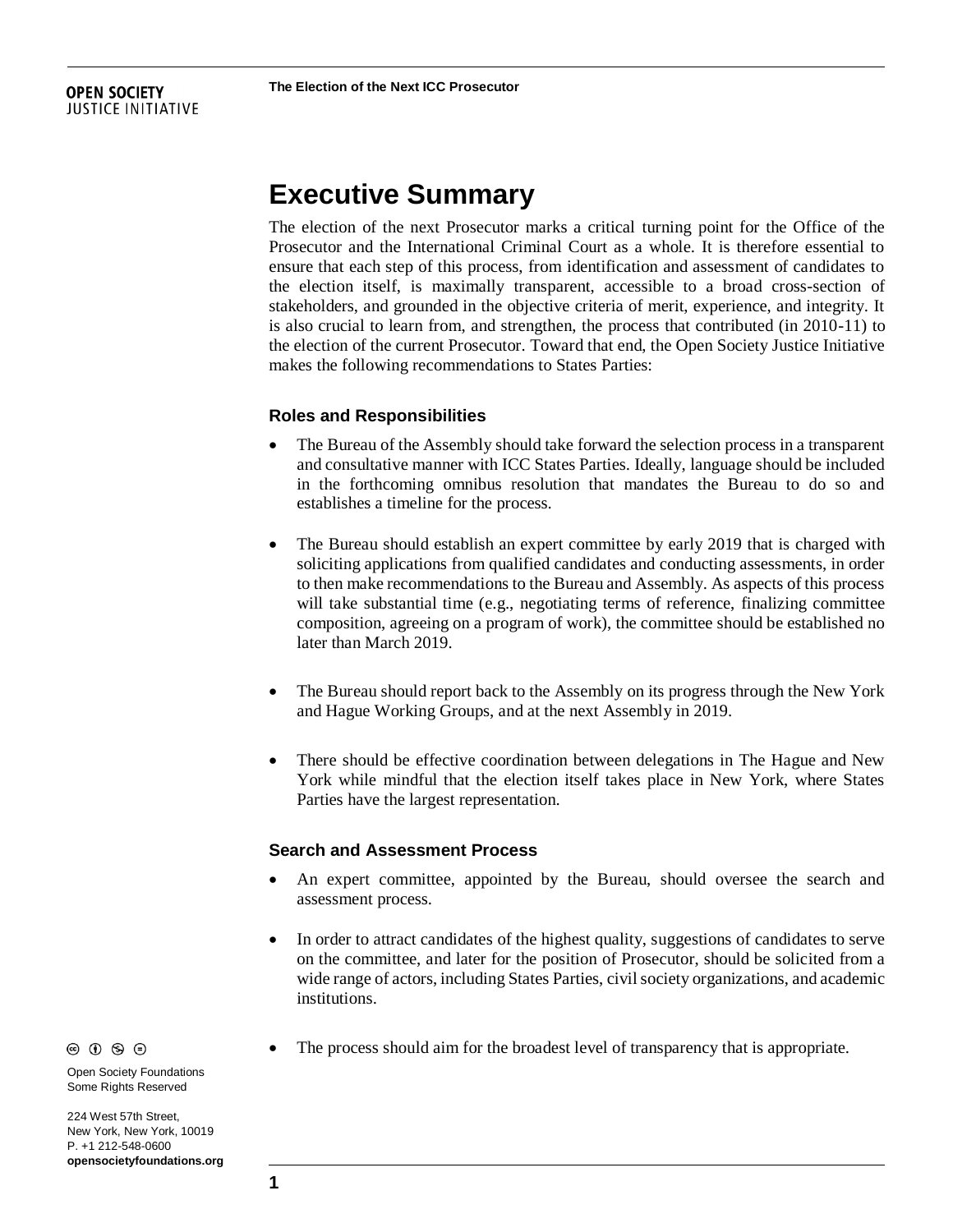# Executive Summary

The election of the next Prosecutor marks a critical turning point for the Office of the Prosecutor and the International Criminal Court as a whole. It is therefore essential to ensure that each step of this process, from identification and assessment of candidates to the election itself, is maximally transparent, accessible to a broad cross-section of stakeholders, and grounded in the objective criteria of merit, experience, and integrity. It is also crucial to learn from, and strengthen, the process that contributed (in 2010-11) to the election of the current Prosecutor. Toward that end, the Open Society Justice Initiative makes the following recommendations to States Parties:

### Roles and Responsibilities

- The Bureau of the Assembly should take forward the selection process in a transparent and consultative manner with ICC States Parties. Ideally, language should be included in the forthcoming omnibus resolution that mandates the Bureau to do so and establishes a timeline for the process.

- The Bureau should establish an expert committee by early 2019 that is charged with soliciting applications from qualified candidates and conducting assessments, in order to then make recommendations to the Bureau and Assembly. As aspects of this process will take substantial time (e.g., negotiating terms of reference, finalizing committee composition, agreeing on a program of work), the committee should be established no later than March 2019.

- The Bureau should report back to the Assembly on its progress through the New York and Hague Working Groups, and at the next Assembly in 2019.

- There should be effective coordination between delegations in The Hague and New York while mindful that the election itself takes place in New York, where States Parties have the largest representation.

### Search and Assessment Process

- An expert committee, appointed by the Bureau, should oversee the search and assessment process.

- In order to attract candidates of the highest quality, suggestions of candidates to serve on the committee, and later for the position of Prosecutor, should be solicited from a wide range of actors, including States Parties, civil society organizations, and academic institutions.

- The process should aim for the broadest level of transparency that is appropriate.

Open Society Foundations
Some Rights Reserved

224 West 57th Street,
New York, New York, 10019
P. +1 212-548-0600
**opensocietyfoundations.org**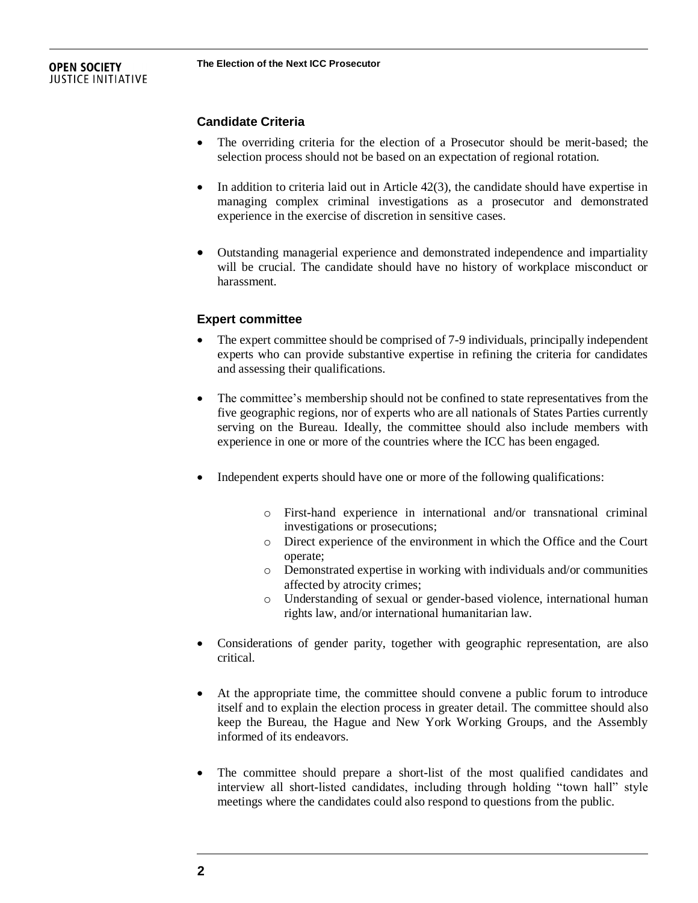### Candidate Criteria

- The overriding criteria for the election of a Prosecutor should be merit-based; the selection process should not be based on an expectation of regional rotation.
- In addition to criteria laid out in Article 42(3), the candidate should have expertise in managing complex criminal investigations as a prosecutor and demonstrated experience in the exercise of discretion in sensitive cases.
- Outstanding managerial experience and demonstrated independence and impartiality will be crucial. The candidate should have no history of workplace misconduct or harassment.

### Expert committee

- The expert committee should be comprised of 7-9 individuals, principally independent experts who can provide substantive expertise in refining the criteria for candidates and assessing their qualifications.
- The committee's membership should not be confined to state representatives from the five geographic regions, nor of experts who are all nationals of States Parties currently serving on the Bureau. Ideally, the committee should also include members with experience in one or more of the countries where the ICC has been engaged.
- Independent experts should have one or more of the following qualifications:
  - First-hand experience in international and/or transnational criminal investigations or prosecutions;
  - Direct experience of the environment in which the Office and the Court operate;
  - Demonstrated expertise in working with individuals and/or communities affected by atrocity crimes;
  - Understanding of sexual or gender-based violence, international human rights law, and/or international humanitarian law.
- Considerations of gender parity, together with geographic representation, are also critical.
- At the appropriate time, the committee should convene a public forum to introduce itself and to explain the election process in greater detail. The committee should also keep the Bureau, the Hague and New York Working Groups, and the Assembly informed of its endeavors.
- The committee should prepare a short-list of the most qualified candidates and interview all short-listed candidates, including through holding "town hall" style meetings where the candidates could also respond to questions from the public.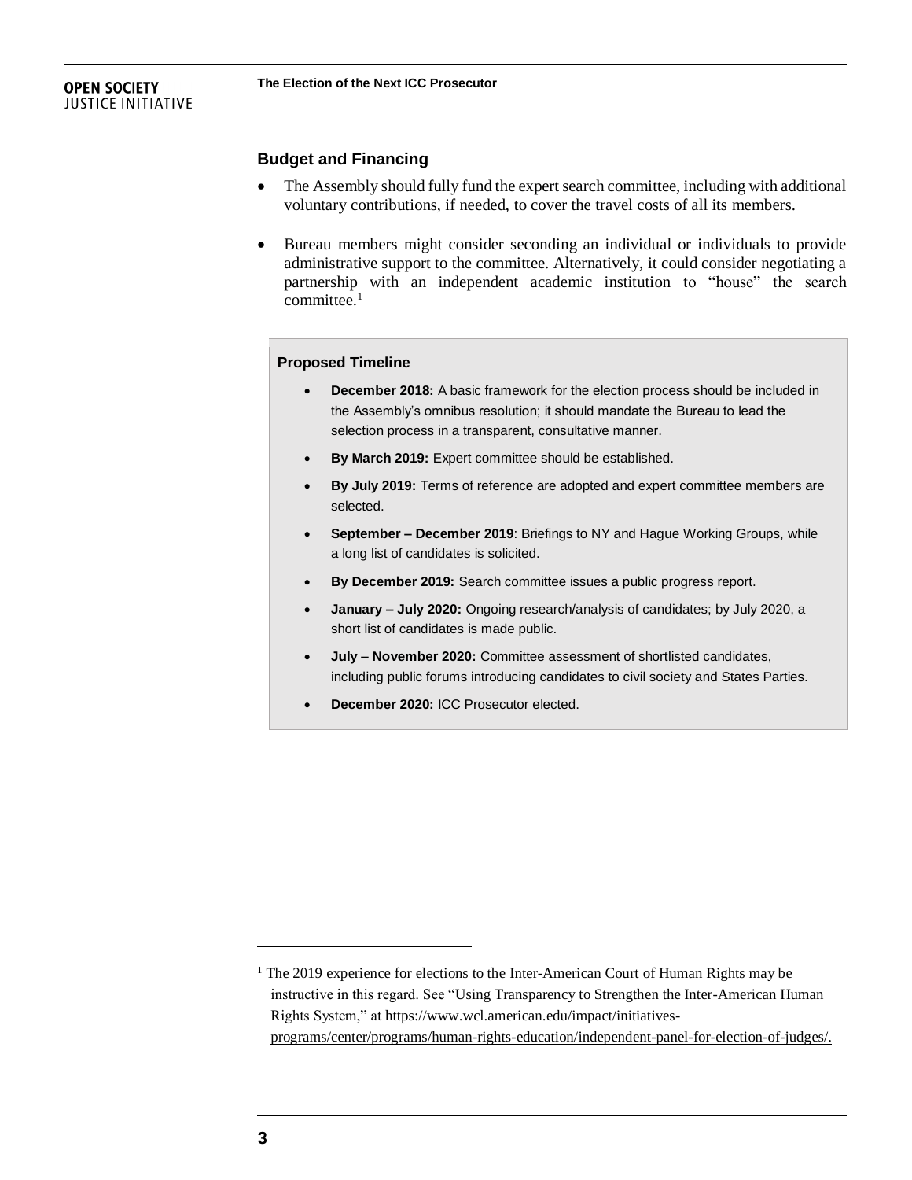### Budget and Financing

- The Assembly should fully fund the expert search committee, including with additional voluntary contributions, if needed, to cover the travel costs of all its members.

- Bureau members might consider seconding an individual or individuals to provide administrative support to the committee. Alternatively, it could consider negotiating a partnership with an independent academic institution to "house" the search committee.[1]

**Proposed Timeline**

- **December 2018:** A basic framework for the election process should be included in the Assembly's omnibus resolution; it should mandate the Bureau to lead the selection process in a transparent, consultative manner.
- **By March 2019:** Expert committee should be established.
- **By July 2019:** Terms of reference are adopted and expert committee members are selected.
- **September – December 2019**: Briefings to NY and Hague Working Groups, while a long list of candidates is solicited.
- **By December 2019:** Search committee issues a public progress report.
- **January – July 2020:** Ongoing research/analysis of candidates; by July 2020, a short list of candidates is made public.
- **July – November 2020:** Committee assessment of shortlisted candidates, including public forums introducing candidates to civil society and States Parties.
- **December 2020:** ICC Prosecutor elected.

---

[1] The 2019 experience for elections to the Inter-American Court of Human Rights may be instructive in this regard. See "Using Transparency to Strengthen the Inter-American Human Rights System," at https://www.wcl.american.edu/impact/initiatives-programs/center/programs/human-rights-education/independent-panel-for-election-of-judges/.